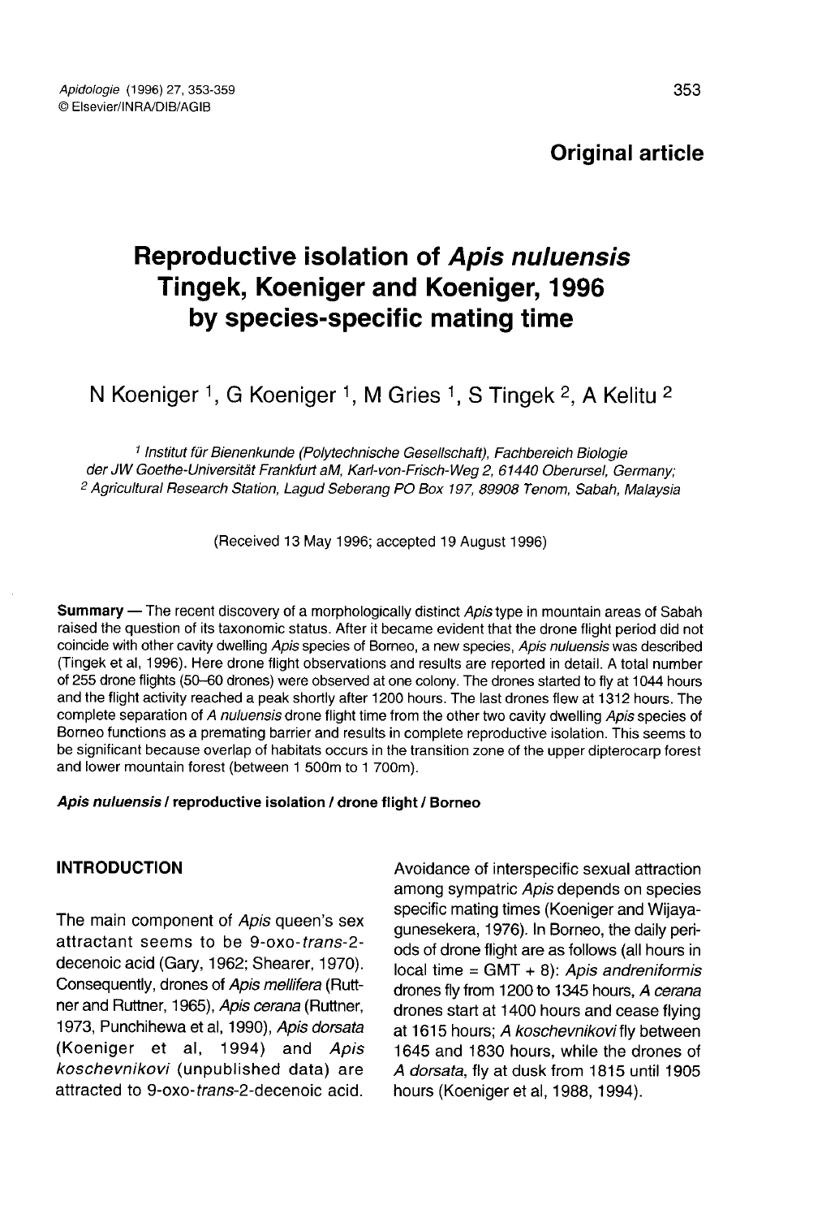Original article

# Reproductive isolation of *Apis nuluensis* Tingek, Koeniger and Koeniger, 1996 by species-specific mating time

N Koeniger [1], G Koeniger [1], M Gries [1], S Tingek [2], A Kelitu [2]

[1] *Institut für Bienenkunde (Polytechnische Gesellschaft), Fachbereich Biologie der JW Goethe-Universität Frankfurt aM, Karl-von-Frisch-Weg 2, 61440 Oberursel, Germany;*
[2] *Agricultural Research Station, Lagud Seberang PO Box 197, 89908 Tenom, Sabah, Malaysia*

(Received 13 May 1996; accepted 19 August 1996)

**Summary** — The recent discovery of a morphologically distinct *Apis* type in mountain areas of Sabah raised the question of its taxonomic status. After it became evident that the drone flight period did not coincide with other cavity dwelling *Apis* species of Borneo, a new species, *Apis nuluensis* was described (Tingek et al, 1996). Here drone flight observations and results are reported in detail. A total number of 255 drone flights (50–60 drones) were observed at one colony. The drones started to fly at 1044 hours and the flight activity reached a peak shortly after 1200 hours. The last drones flew at 1312 hours. The complete separation of *A nuluensis* drone flight time from the other two cavity dwelling *Apis* species of Borneo functions as a premating barrier and results in complete reproductive isolation. This seems to be significant because overlap of habitats occurs in the transition zone of the upper dipterocarp forest and lower mountain forest (between 1 500m to 1 700m).

***Apis nuluensis* / reproductive isolation / drone flight / Borneo**

## INTRODUCTION

The main component of *Apis* queen's sex attractant seems to be 9-oxo-*trans*-2-decenoic acid (Gary, 1962; Shearer, 1970). Consequently, drones of *Apis mellifera* (Ruttner and Ruttner, 1965), *Apis cerana* (Ruttner, 1973, Punchihewa et al, 1990), *Apis dorsata* (Koeniger et al, 1994) and *Apis koschevnikovi* (unpublished data) are attracted to 9-oxo-*trans*-2-decenoic acid. Avoidance of interspecific sexual attraction among sympatric *Apis* depends on species specific mating times (Koeniger and Wijayagunesekera, 1976). In Borneo, the daily periods of drone flight are as follows (all hours in local time = GMT + 8): *Apis andreniformis* drones fly from 1200 to 1345 hours, *A cerana* drones start at 1400 hours and cease flying at 1615 hours; *A koschevnikovi* fly between 1645 and 1830 hours, while the drones of *A dorsata*, fly at dusk from 1815 until 1905 hours (Koeniger et al, 1988, 1994).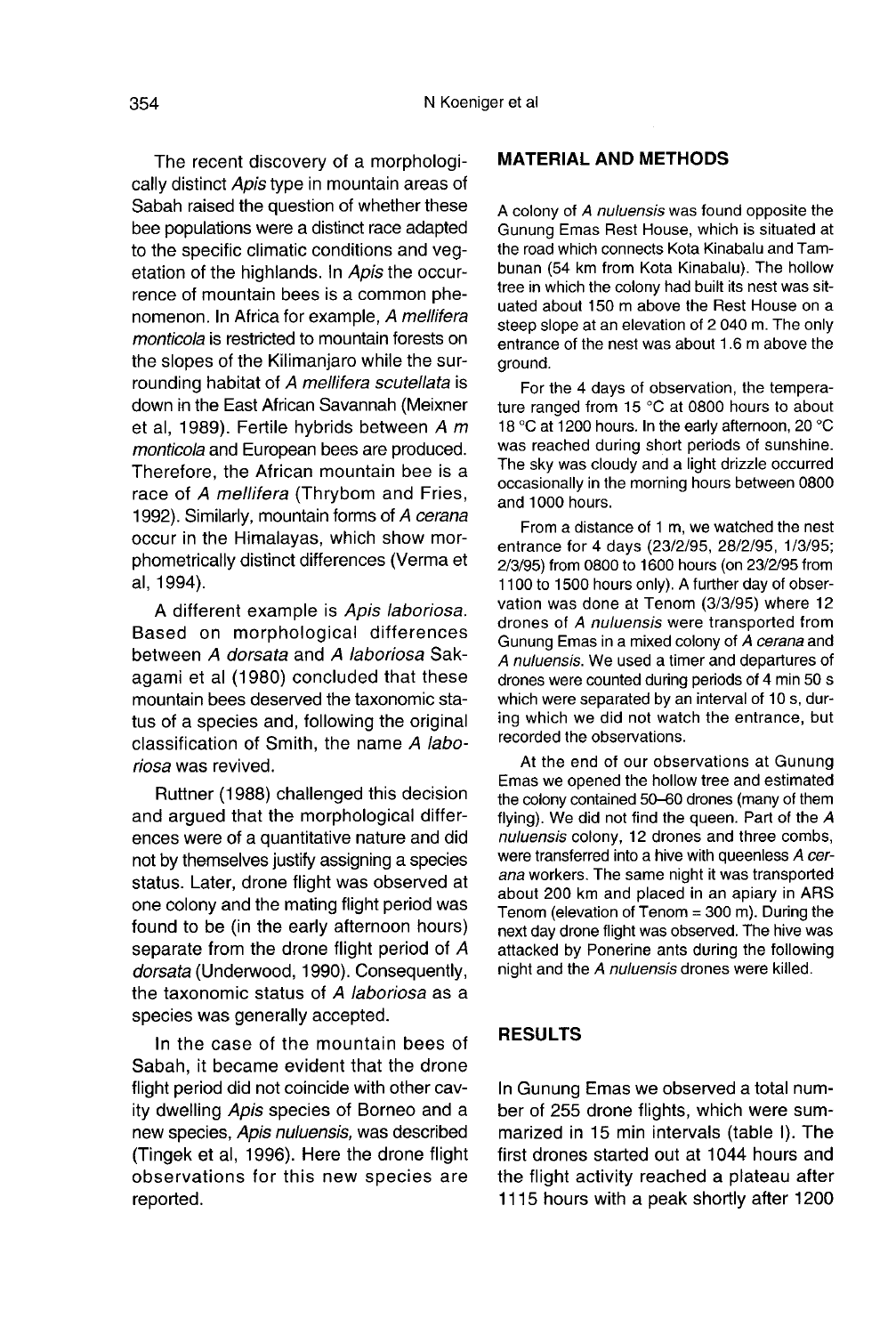The recent discovery of a morphologically distinct *Apis* type in mountain areas of Sabah raised the question of whether these bee populations were a distinct race adapted to the specific climatic conditions and vegetation of the highlands. In *Apis* the occurrence of mountain bees is a common phenomenon. In Africa for example, *A mellifera monticola* is restricted to mountain forests on the slopes of the Kilimanjaro while the surrounding habitat of *A mellifera scutellata* is down in the East African Savannah (Meixner et al, 1989). Fertile hybrids between *A m monticola* and European bees are produced. Therefore, the African mountain bee is a race of *A mellifera* (Thrybom and Fries, 1992). Similarly, mountain forms of *A cerana* occur in the Himalayas, which show morphometrically distinct differences (Verma et al, 1994).

A different example is *Apis laboriosa*. Based on morphological differences between *A dorsata* and *A laboriosa* Sakagami et al (1980) concluded that these mountain bees deserved the taxonomic status of a species and, following the original classification of Smith, the name *A laboriosa* was revived.

Ruttner (1988) challenged this decision and argued that the morphological differences were of a quantitative nature and did not by themselves justify assigning a species status. Later, drone flight was observed at one colony and the mating flight period was found to be (in the early afternoon hours) separate from the drone flight period of *A dorsata* (Underwood, 1990). Consequently, the taxonomic status of *A laboriosa* as a species was generally accepted.

In the case of the mountain bees of Sabah, it became evident that the drone flight period did not coincide with other cavity dwelling *Apis* species of Borneo and a new species, *Apis nuluensis*, was described (Tingek et al, 1996). Here the drone flight observations for this new species are reported.

## MATERIAL AND METHODS

A colony of *A nuluensis* was found opposite the Gunung Emas Rest House, which is situated at the road which connects Kota Kinabalu and Tambunan (54 km from Kota Kinabalu). The hollow tree in which the colony had built its nest was situated about 150 m above the Rest House on a steep slope at an elevation of 2 040 m. The only entrance of the nest was about 1.6 m above the ground.

For the 4 days of observation, the temperature ranged from 15 °C at 0800 hours to about 18 °C at 1200 hours. In the early afternoon, 20 °C was reached during short periods of sunshine. The sky was cloudy and a light drizzle occurred occasionally in the morning hours between 0800 and 1000 hours.

From a distance of 1 m, we watched the nest entrance for 4 days (23/2/95, 28/2/95, 1/3/95; 2/3/95) from 0800 to 1600 hours (on 23/2/95 from 1100 to 1500 hours only). A further day of observation was done at Tenom (3/3/95) where 12 drones of *A nuluensis* were transported from Gunung Emas in a mixed colony of *A cerana* and *A nuluensis*. We used a timer and departures of drones were counted during periods of 4 min 50 s which were separated by an interval of 10 s, during which we did not watch the entrance, but recorded the observations.

At the end of our observations at Gunung Emas we opened the hollow tree and estimated the colony contained 50–60 drones (many of them flying). We did not find the queen. Part of the *A nuluensis* colony, 12 drones and three combs, were transferred into a hive with queenless *A cerana* workers. The same night it was transported about 200 km and placed in an apiary in ARS Tenom (elevation of Tenom = 300 m). During the next day drone flight was observed. The hive was attacked by Ponerine ants during the following night and the *A nuluensis* drones were killed.

## RESULTS

In Gunung Emas we observed a total number of 255 drone flights, which were summarized in 15 min intervals (table I). The first drones started out at 1044 hours and the flight activity reached a plateau after 1115 hours with a peak shortly after 1200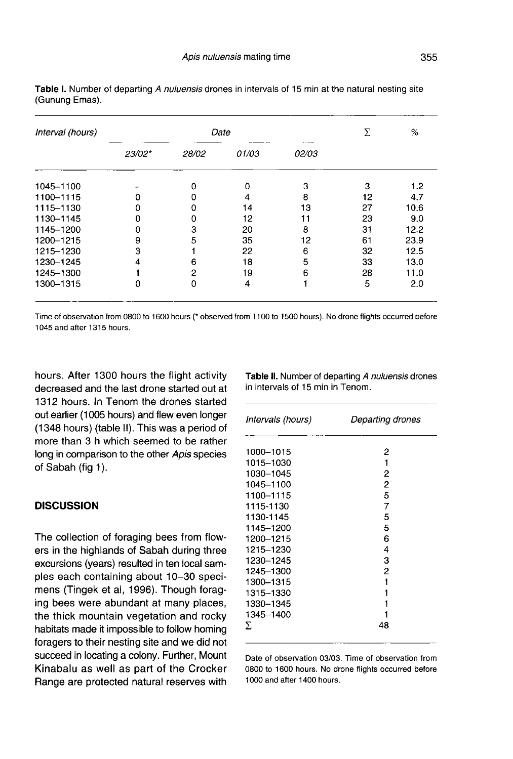**Table I.** Number of departing *A nuluensis* drones in intervals of 15 min at the natural nesting site (Gunung Emas).

| *Interval (hours)* | *Date* | | | | Σ | % |
|---|---|---|---|---|---|---|
| | *23/02\** | *28/02* | *01/03* | *02/03* | | |
| 1045–1100 | – | 0 | 0 | 3 | 3 | 1.2 |
| 1100–1115 | 0 | 0 | 4 | 8 | 12 | 4.7 |
| 1115–1130 | 0 | 0 | 14 | 13 | 27 | 10.6 |
| 1130–1145 | 0 | 0 | 12 | 11 | 23 | 9.0 |
| 1145–1200 | 0 | 3 | 20 | 8 | 31 | 12.2 |
| 1200–1215 | 9 | 5 | 35 | 12 | 61 | 23.9 |
| 1215–1230 | 3 | 1 | 22 | 6 | 32 | 12.5 |
| 1230–1245 | 4 | 6 | 18 | 5 | 33 | 13.0 |
| 1245–1300 | 1 | 2 | 19 | 6 | 28 | 11.0 |
| 1300–1315 | 0 | 0 | 4 | 1 | 5 | 2.0 |

Time of observation from 0800 to 1600 hours (* observed from 1100 to 1500 hours). No drone flights occurred before 1045 and after 1315 hours.

hours. After 1300 hours the flight activity decreased and the last drone started out at 1312 hours. In Tenom the drones started out earlier (1005 hours) and flew even longer (1348 hours) (table II). This was a period of more than 3 h which seemed to be rather long in comparison to the other *Apis* species of Sabah (fig 1).

**Table II.** Number of departing *A nuluensis* drones in intervals of 15 min in Tenom.

| *Intervals (hours)* | *Departing drones* |
|---|---|
| 1000–1015 | 2 |
| 1015–1030 | 1 |
| 1030–1045 | 2 |
| 1045–1100 | 2 |
| 1100–1115 | 5 |
| 1115-1130 | 7 |
| 1130–1145 | 5 |
| 1145–1200 | 5 |
| 1200–1215 | 6 |
| 1215–1230 | 4 |
| 1230–1245 | 3 |
| 1245–1300 | 2 |
| 1300–1315 | 1 |
| 1315–1330 | 1 |
| 1330–1345 | 1 |
| 1345–1400 | 1 |
| Σ | 48 |

Date of observation 03/03. Time of observation from 0800 to 1600 hours. No drone flights occurred before 1000 and after 1400 hours.

## DISCUSSION

The collection of foraging bees from flowers in the highlands of Sabah during three excursions (years) resulted in ten local samples each containing about 10–30 specimens (Tingek et al, 1996). Though foraging bees were abundant at many places, the thick mountain vegetation and rocky habitats made it impossible to follow homing foragers to their nesting site and we did not succeed in locating a colony. Further, Mount Kinabalu as well as part of the Crocker Range are protected natural reserves with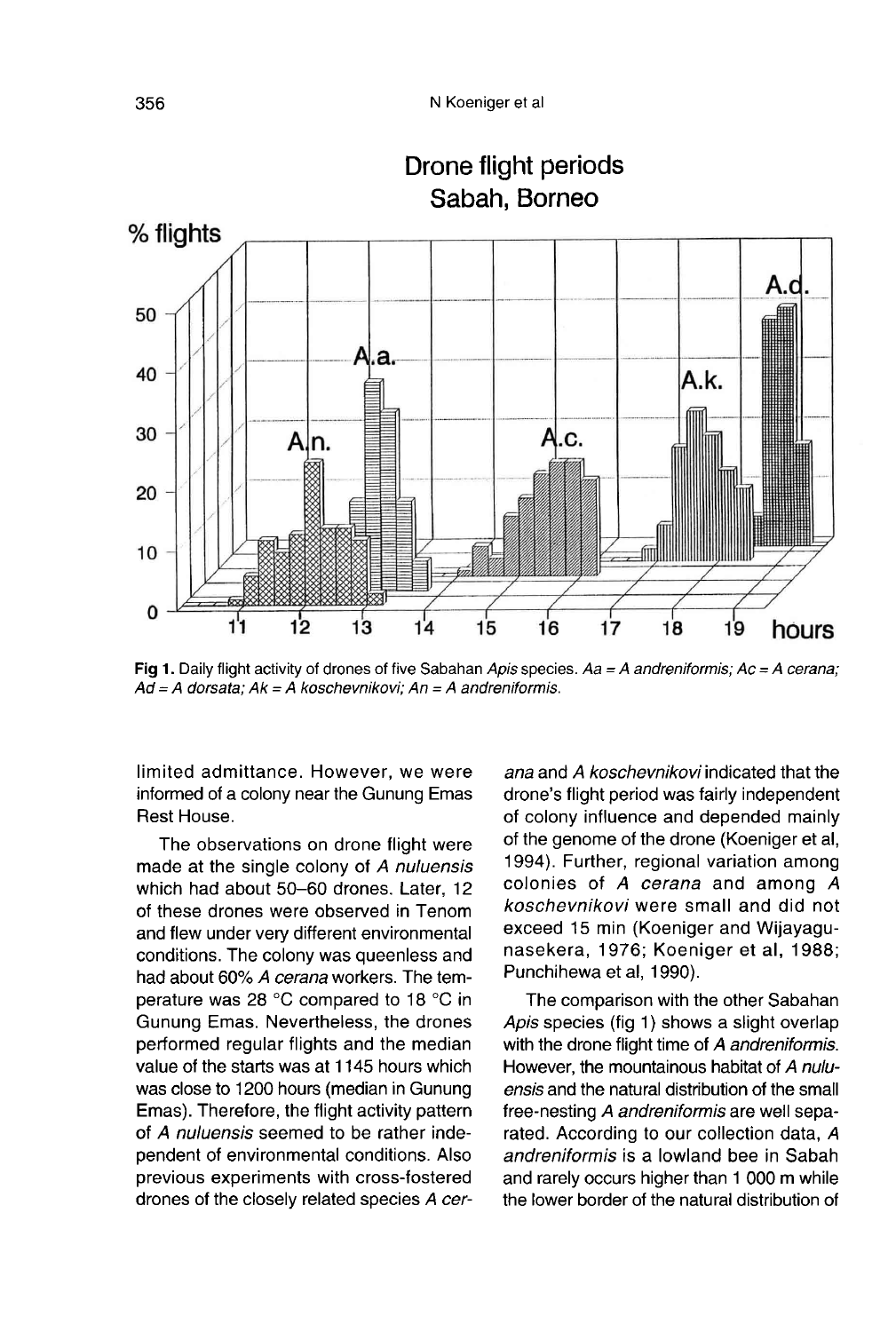Fig 1. Daily flight activity of drones of five Sabahan *Apis* species. *Aa = A andreniformis; Ac = A cerana; Ad = A dorsata; Ak = A koschevnikovi; An = A andreniformis.*

limited admittance. However, we were informed of a colony near the Gunung Emas Rest House.

The observations on drone flight were made at the single colony of *A nuluensis* which had about 50–60 drones. Later, 12 of these drones were observed in Tenom and flew under very different environmental conditions. The colony was queenless and had about 60% *A cerana* workers. The temperature was 28 °C compared to 18 °C in Gunung Emas. Nevertheless, the drones performed regular flights and the median value of the starts was at 1145 hours which was close to 1200 hours (median in Gunung Emas). Therefore, the flight activity pattern of *A nuluensis* seemed to be rather independent of environmental conditions. Also previous experiments with cross-fostered drones of the closely related species *A cerana* and *A koschevnikovi* indicated that the drone's flight period was fairly independent of colony influence and depended mainly of the genome of the drone (Koeniger et al, 1994). Further, regional variation among colonies of *A cerana* and among *A koschevnikovi* were small and did not exceed 15 min (Koeniger and Wijayagunasekera, 1976; Koeniger et al, 1988; Punchihewa et al, 1990).

The comparison with the other Sabahan *Apis* species (fig 1) shows a slight overlap with the drone flight time of *A andreniformis*. However, the mountainous habitat of *A nuluensis* and the natural distribution of the small free-nesting *A andreniformis* are well separated. According to our collection data, *A andreniformis* is a lowland bee in Sabah and rarely occurs higher than 1 000 m while the lower border of the natural distribution of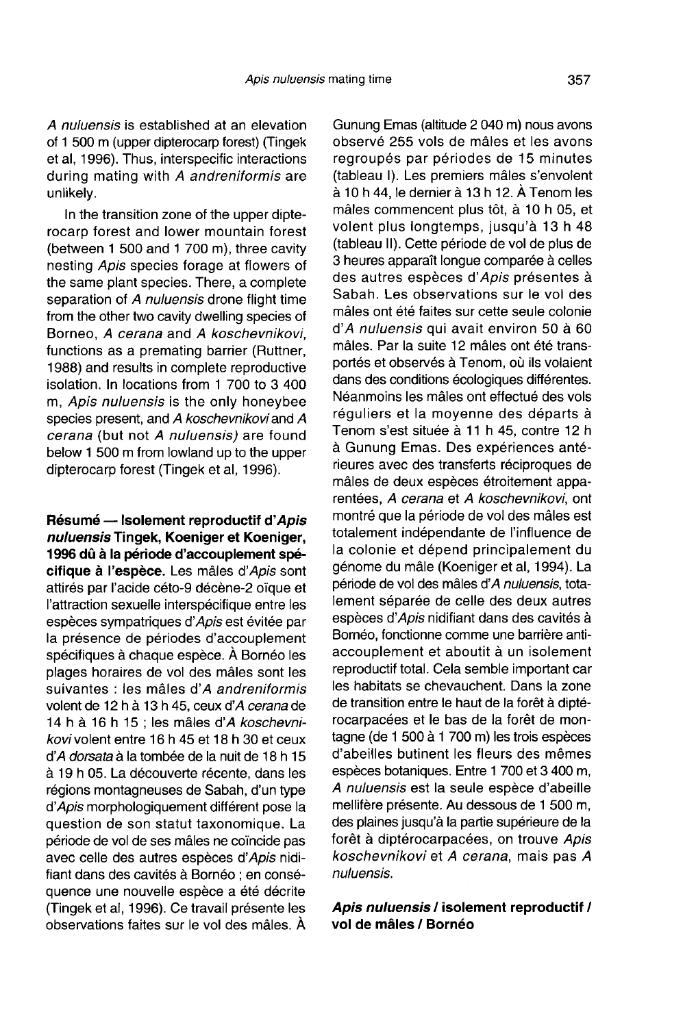*A nuluensis* is established at an elevation of 1 500 m (upper dipterocarp forest) (Tingek et al, 1996). Thus, interspecific interactions during mating with *A andreniformis* are unlikely.

In the transition zone of the upper dipterocarp forest and lower mountain forest (between 1 500 and 1 700 m), three cavity nesting *Apis* species forage at flowers of the same plant species. There, a complete separation of *A nuluensis* drone flight time from the other two cavity dwelling species of Borneo, *A cerana* and *A koschevnikovi*, functions as a premating barrier (Ruttner, 1988) and results in complete reproductive isolation. In locations from 1 700 to 3 400 m, *Apis nuluensis* is the only honeybee species present, and *A koschevnikovi* and *A cerana* (but not *A nuluensis)* are found below 1 500 m from lowland up to the upper dipterocarp forest (Tingek et al, 1996).

**Résumé — Isolement reproductif d'*Apis nuluensis* Tingek, Koeniger et Koeniger, 1996 dû à la période d'accouplement spécifique à l'espèce.** Les mâles d'*Apis* sont attirés par l'acide céto-9 décène-2 oïque et l'attraction sexuelle interspécifique entre les espèces sympatriques d'*Apis* est évitée par la présence de périodes d'accouplement spécifiques à chaque espèce. À Bornéo les plages horaires de vol des mâles sont les suivantes : les mâles d'*A andreniformis* volent de 12 h à 13 h 45, ceux d'*A cerana* de 14 h à 16 h 15 ; les mâles d'*A koschevnikovi* volent entre 16 h 45 et 18 h 30 et ceux d'*A dorsata* à la tombée de la nuit de 18 h 15 à 19 h 05. La découverte récente, dans les régions montagneuses de Sabah, d'un type d'*Apis* morphologiquement différent pose la question de son statut taxonomique. La période de vol de ses mâles ne coïncide pas avec celle des autres espèces d'*Apis* nidifiant dans des cavités à Bornéo ; en conséquence une nouvelle espèce a été décrite (Tingek et al, 1996). Ce travail présente les observations faites sur le vol des mâles. À Gunung Emas (altitude 2 040 m) nous avons observé 255 vols de mâles et les avons regroupés par périodes de 15 minutes (tableau I). Les premiers mâles s'envolent à 10 h 44, le dernier à 13 h 12. À Tenom les mâles commencent plus tôt, à 10 h 05, et volent plus longtemps, jusqu'à 13 h 48 (tableau II). Cette période de vol de plus de 3 heures apparaît longue comparée à celles des autres espèces d'*Apis* présentes à Sabah. Les observations sur le vol des mâles ont été faites sur cette seule colonie d'*A nuluensis* qui avait environ 50 à 60 mâles. Par la suite 12 mâles ont été transportés et observés à Tenom, où ils volaient dans des conditions écologiques différentes. Néanmoins les mâles ont effectué des vols réguliers et la moyenne des départs à Tenom s'est située à 11 h 45, contre 12 h à Gunung Emas. Des expériences antérieures avec des transferts réciproques de mâles de deux espèces étroitement apparentées, *A cerana* et *A koschevnikovi*, ont montré que la période de vol des mâles est totalement indépendante de l'influence de la colonie et dépend principalement du génome du mâle (Koeniger et al, 1994). La période de vol des mâles d'*A nuluensis*, totalement séparée de celle des deux autres espèces d'*Apis* nidifiant dans des cavités à Bornéo, fonctionne comme une barrière anti-accouplement et aboutit à un isolement reproductif total. Cela semble important car les habitats se chevauchent. Dans la zone de transition entre le haut de la forêt à diptérocarpacées et le bas de la forêt de montagne (de 1 500 à 1 700 m) les trois espèces d'abeilles butinent les fleurs des mêmes espèces botaniques. Entre 1 700 et 3 400 m, *A nuluensis* est la seule espèce d'abeille mellifère présente. Au dessous de 1 500 m, des plaines jusqu'à la partie supérieure de la forêt à diptérocarpacées, on trouve *Apis koschevnikovi* et *A cerana*, mais pas *A nuluensis*.

***Apis nuluensis* / isolement reproductif / vol de mâles / Bornéo**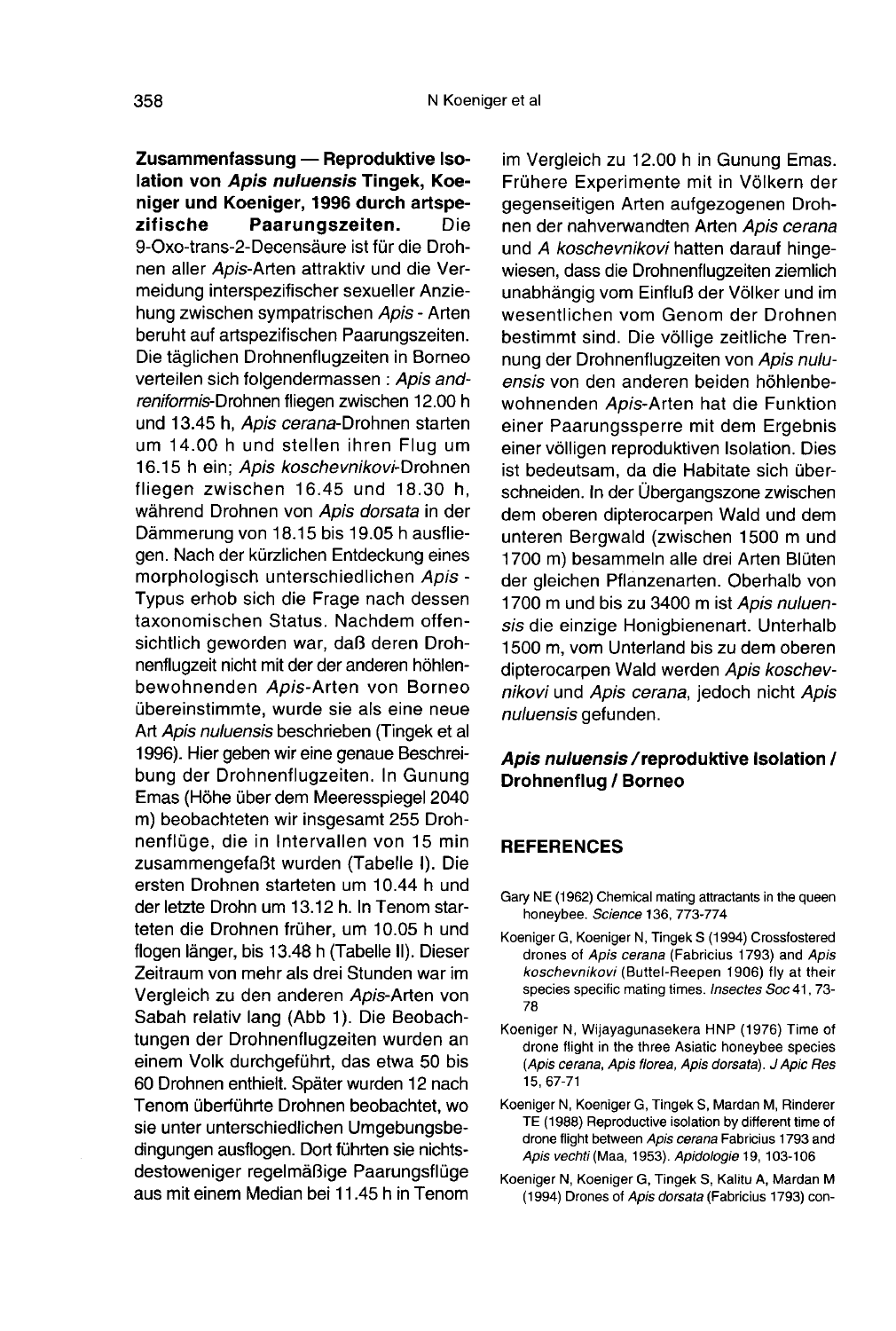**Zusammenfassung — Reproduktive Isolation von *Apis nuluensis* Tingek, Koeniger und Koeniger, 1996 durch artspezifische Paarungszeiten.** Die 9-Oxo-trans-2-Decensäure ist für die Drohnen aller *Apis*-Arten attraktiv und die Vermeidung interspezifischer sexueller Anziehung zwischen sympatrischen *Apis* - Arten beruht auf artspezifischen Paarungszeiten. Die täglichen Drohnenflugzeiten in Borneo verteilen sich folgendermassen : *Apis andreniformis*-Drohnen fliegen zwischen 12.00 h und 13.45 h, *Apis cerana*-Drohnen starten um 14.00 h und stellen ihren Flug um 16.15 h ein; *Apis koschevnikovi*-Drohnen fliegen zwischen 16.45 und 18.30 h, während Drohnen von *Apis dorsata* in der Dämmerung von 18.15 bis 19.05 h ausfliegen. Nach der kürzlichen Entdeckung eines morphologisch unterschiedlichen *Apis* - Typus erhob sich die Frage nach dessen taxonomischen Status. Nachdem offensichtlich geworden war, daß deren Drohnenflugzeit nicht mit der der anderen höhlenbewohnenden *Apis*-Arten von Borneo übereinstimmte, wurde sie als eine neue Art *Apis nuluensis* beschrieben (Tingek et al 1996). Hier geben wir eine genaue Beschreibung der Drohnenflugzeiten. In Gunung Emas (Höhe über dem Meeresspiegel 2040 m) beobachteten wir insgesamt 255 Drohnenflüge, die in Intervallen von 15 min zusammengefaßt wurden (Tabelle I). Die ersten Drohnen starteten um 10.44 h und der letzte Drohn um 13.12 h. In Tenom starteten die Drohnen früher, um 10.05 h und flogen länger, bis 13.48 h (Tabelle II). Dieser Zeitraum von mehr als drei Stunden war im Vergleich zu den anderen *Apis*-Arten von Sabah relativ lang (Abb 1). Die Beobachtungen der Drohnenflugzeiten wurden an einem Volk durchgeführt, das etwa 50 bis 60 Drohnen enthielt. Später wurden 12 nach Tenom überführte Drohnen beobachtet, wo sie unter unterschiedlichen Umgebungsbedingungen ausflogen. Dort führten sie nichtsdestoweniger regelmäßige Paarungsflüge aus mit einem Median bei 11.45 h in Tenom im Vergleich zu 12.00 h in Gunung Emas. Frühere Experimente mit in Völkern der gegenseitigen Arten aufgezogenen Drohnen der nahverwandten Arten *Apis cerana* und *A koschevnikovi* hatten darauf hingewiesen, dass die Drohnenflugzeiten ziemlich unabhängig vom Einfluß der Völker und im wesentlichen vom Genom der Drohnen bestimmt sind. Die völlige zeitliche Trennung der Drohnenflugzeiten von *Apis nuluensis* von den anderen beiden höhlenbewohnenden *Apis*-Arten hat die Funktion einer Paarungssperre mit dem Ergebnis einer völligen reproduktiven Isolation. Dies ist bedeutsam, da die Habitate sich überschneiden. In der Übergangszone zwischen dem oberen dipterocarpen Wald und dem unteren Bergwald (zwischen 1500 m und 1700 m) besammeln alle drei Arten Blüten der gleichen Pflanzenarten. Oberhalb von 1700 m und bis zu 3400 m ist *Apis nuluensis* die einzige Honigbienenart. Unterhalb 1500 m, vom Unterland bis zu dem oberen dipterocarpen Wald werden *Apis koschevnikovi* und *Apis cerana*, jedoch nicht *Apis nuluensis* gefunden.

***Apis nuluensis* / reproduktive Isolation / Drohnenflug / Borneo**

## REFERENCES

Gary NE (1962) Chemical mating attractants in the queen honeybee. *Science* 136, 773-774

Koeniger G, Koeniger N, Tingek S (1994) Crossfostered drones of *Apis cerana* (Fabricius 1793) and *Apis koschevnikovi* (Buttel-Reepen 1906) fly at their species specific mating times. *Insectes Soc* 41, 73-78

Koeniger N, Wijayagunasekera HNP (1976) Time of drone flight in the three Asiatic honeybee species (*Apis cerana, Apis florea, Apis dorsata*). *J Apic Res* 15, 67-71

Koeniger N, Koeniger G, Tingek S, Mardan M, Rinderer TE (1988) Reproductive isolation by different time of drone flight between *Apis cerana* Fabricius 1793 and *Apis vechti* (Maa, 1953). *Apidologie* 19, 103-106

Koeniger N, Koeniger G, Tingek S, Kalitu A, Mardan M (1994) Drones of *Apis dorsata* (Fabricius 1793) con-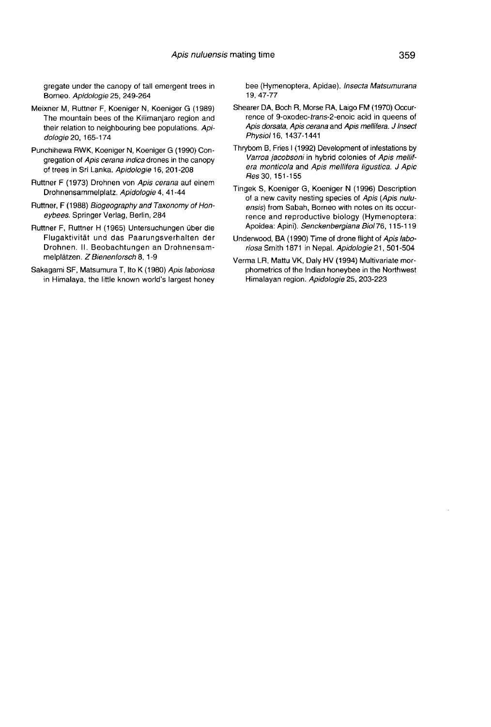gregate under the canopy of tall emergent trees in Borneo. *Apidologie* 25, 249-264

Meixner M, Ruttner F, Koeniger N, Koeniger G (1989) The mountain bees of the Kilimanjaro region and their relation to neighbouring bee populations. *Apidologie* 20, 165-174

Punchihewa RWK, Koeniger N, Koeniger G (1990) Congregation of *Apis cerana indica* drones in the canopy of trees in Sri Lanka. *Apidologie* 16, 201-208

Ruttner F (1973) Drohnen von *Apis cerana* auf einem Drohnensammelplatz. *Apidologie* 4, 41-44

Ruttner, F (1988) *Biogeography and Taxonomy of Honeybees*. Springer Verlag, Berlin, 284

Ruttner F, Ruttner H (1965) Untersuchungen über die Flugaktivität und das Paarungsverhalten der Drohnen. II. Beobachtungen an Drohnensammelplätzen. *Z Bienenforsch* 8, 1-9

Sakagami SF, Matsumura T, Ito K (1980) *Apis laboriosa* in Himalaya, the little known world's largest honey bee (Hymenoptera, Apidae). *Insecta Matsumurana* 19, 47-77

Shearer DA, Boch R, Morse RA, Laigo FM (1970) Occurrence of 9-oxodec-*trans*-2-enoic acid in queens of *Apis dorsata*, *Apis cerana* and *Apis mellifera*. *J Insect Physiol* 16, 1437-1441

Thrybom B, Fries I (1992) Development of infestations by *Varroa jacobsoni* in hybrid colonies of *Apis mellifera monticola* and *Apis mellifera ligustica*. *J Apic Res* 30, 151-155

Tingek S, Koeniger G, Koeniger N (1996) Description of a new cavity nesting species of *Apis* (*Apis nuluensis*) from Sabah, Borneo with notes on its occurrence and reproductive biology (Hymenoptera: Apoidea: Apini). *Senckenbergiana Biol* 76, 115-119

Underwood, BA (1990) Time of drone flight of *Apis laboriosa* Smith 1871 in Nepal. *Apidologie* 21, 501-504

Verma LR, Mattu VK, Daly HV (1994) Multivariate morphometrics of the Indian honeybee in the Northwest Himalayan region. *Apidologie* 25, 203-223